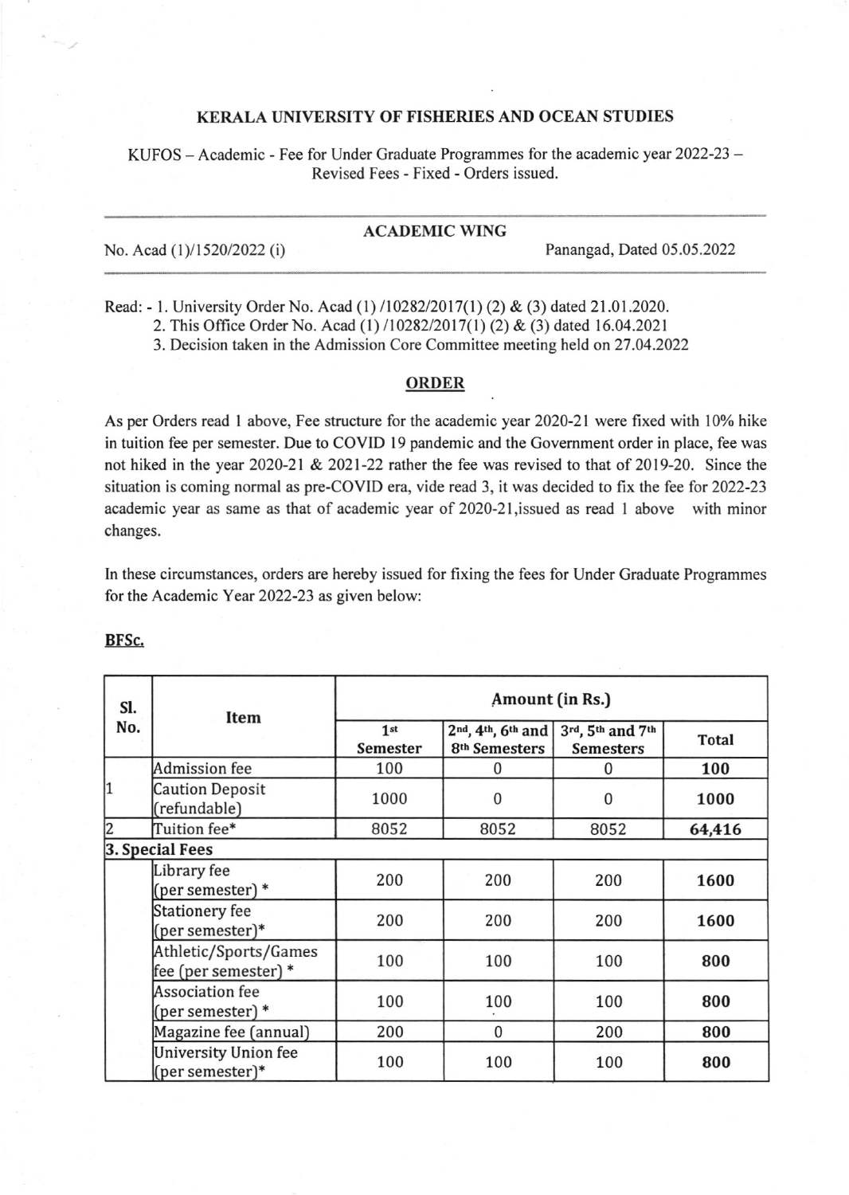## KERALA UNIVERSITY OF FISHERIES AND OCEAN STUDIES

KUFOS – Academic - Fee for Under Graduate Programmes for the academic year 2022-23 – Revised Fees - Fixed - Orders issued.

### ACADEMIC WING

No. Acad (1)/1520/2022 (i) Panangad, Dated 05.05.2022

Read: - 1. University Order No. Acad (1) /10282/2017(1) (2) & (3) dated 21.01.2020.
2. This Office Order No. Acad (1) /10282/2017(1) (2) & (3) dated 16.04.2021
3. Decision taken in the Admission Core Committee meeting held on 27.04.2022

### ORDER

As per Orders read 1 above, Fee structure for the academic year 2020-21 were fixed with 10% hike in tuition fee per semester. Due to COVID 19 pandemic and the Government order in place, fee was not hiked in the year 2020-21 & 2021-22 rather the fee was revised to that of 2019-20. Since the situation is coming normal as pre-COVID era, vide read 3, it was decided to fix the fee for 2022-23 academic year as same as that of academic year of 2020-21,issued as read 1 above with minor changes.

In these circumstances, orders are hereby issued for fixing the fees for Under Graduate Programmes for the Academic Year 2022-23 as given below:

**BFSc.**

| Sl. No. | Item | Amount (in Rs.) | | | |
|---|---|---|---|---|---|
| | | 1st Semester | 2nd, 4th, 6th and 8th Semesters | 3rd, 5th and 7th Semesters | Total |
| 1 | Admission fee | 100 | 0 | 0 | **100** |
| | Caution Deposit (refundable) | 1000 | 0 | 0 | **1000** |
| 2 | Tuition fee* | 8052 | 8052 | 8052 | **64,416** |
| **3. Special Fees** | | | | | |
| | Library fee (per semester) * | 200 | 200 | 200 | **1600** |
| | Stationery fee (per semester)* | 200 | 200 | 200 | **1600** |
| | Athletic/Sports/Games fee (per semester) * | 100 | 100 | 100 | **800** |
| | Association fee (per semester) * | 100 | 100 | 100 | **800** |
| | Magazine fee (annual) | 200 | 0 | 200 | **800** |
| | University Union fee (per semester)* | 100 | 100 | 100 | **800** |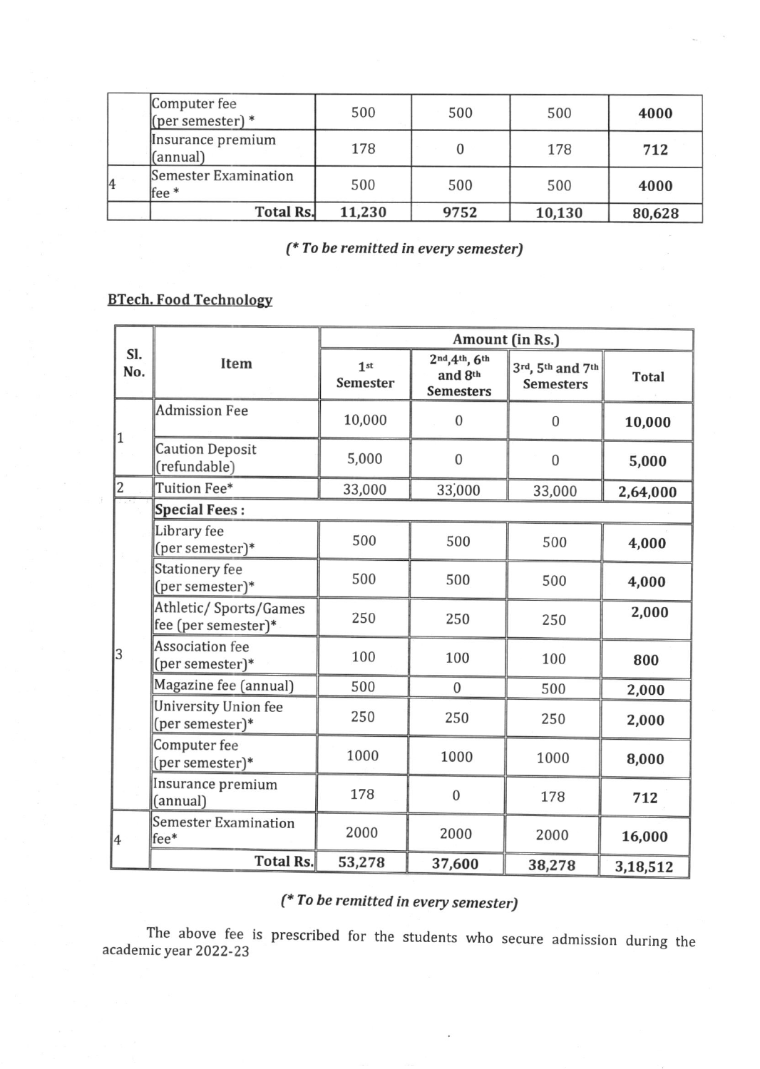| | | | | | |
|---|---|---|---|---|---|
| | Computer fee (per semester) * | 500 | 500 | 500 | **4000** |
| | Insurance premium (annual) | 178 | 0 | 178 | **712** |
| 4 | Semester Examination fee * | 500 | 500 | 500 | **4000** |
| | **Total Rs.** | **11,230** | **9752** | **10,130** | **80,628** |

***(* To be remitted in every semester)***

**BTech. Food Technology**

| **Sl. No.** | **Item** | **Amount (in Rs.)** | | | |
|---|---|---|---|---|---|
| | | **1st Semester** | **2nd,4th, 6th and 8th Semesters** | **3rd, 5th and 7th Semesters** | **Total** |
| 1 | Admission Fee | 10,000 | 0 | 0 | **10,000** |
| | Caution Deposit (refundable) | 5,000 | 0 | 0 | **5,000** |
| 2 | Tuition Fee* | 33,000 | 33,000 | 33,000 | **2,64,000** |
| 3 | **Special Fees :** | | | | |
| | Library fee (per semester)* | 500 | 500 | 500 | **4,000** |
| | Stationery fee (per semester)* | 500 | 500 | 500 | **4,000** |
| | Athletic/ Sports/Games fee (per semester)* | 250 | 250 | 250 | **2,000** |
| | Association fee (per semester)* | 100 | 100 | 100 | **800** |
| | Magazine fee (annual) | 500 | 0 | 500 | **2,000** |
| | University Union fee (per semester)* | 250 | 250 | 250 | **2,000** |
| | Computer fee (per semester)* | 1000 | 1000 | 1000 | **8,000** |
| | Insurance premium (annual) | 178 | 0 | 178 | **712** |
| 4 | Semester Examination fee* | 2000 | 2000 | 2000 | **16,000** |
| | **Total Rs.** | **53,278** | **37,600** | **38,278** | **3,18,512** |

***(* To be remitted in every semester)***

The above fee is prescribed for the students who secure admission during the academic year 2022-23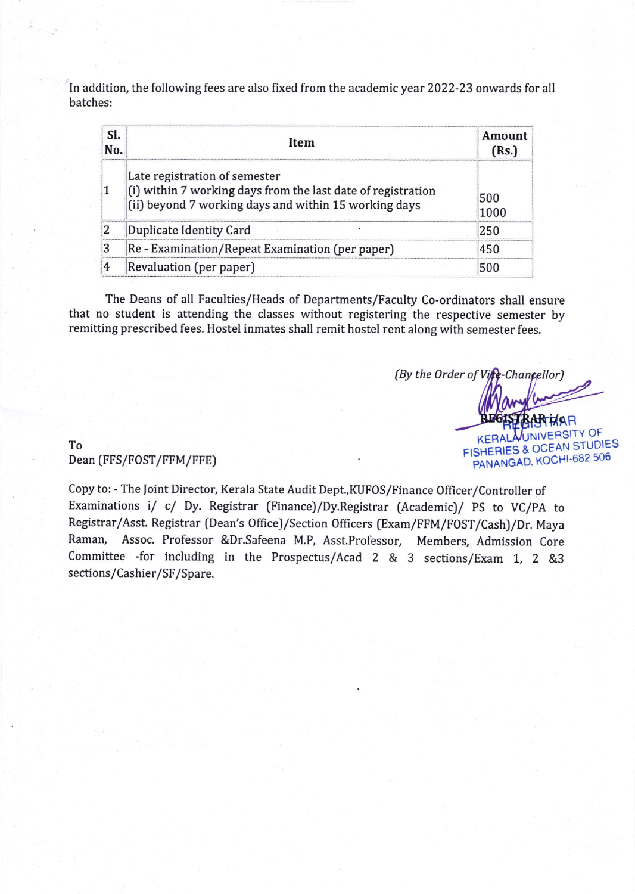In addition, the following fees are also fixed from the academic year 2022-23 onwards for all batches:

| Sl. No. | Item | Amount (Rs.) |
|---|---|---|
| 1 | Late registration of semester<br>(i) within 7 working days from the last date of registration<br>(ii) beyond 7 working days and within 15 working days | <br>500<br>1000 |
| 2 | Duplicate Identity Card | 250 |
| 3 | Re - Examination/Repeat Examination (per paper) | 450 |
| 4 | Revaluation (per paper) | 500 |

The Deans of all Faculties/Heads of Departments/Faculty Co-ordinators shall ensure that no student is attending the classes without registering the respective semester by remitting prescribed fees. Hostel inmates shall remit hostel rent along with semester fees.

*(By the Order of Vice-Chancellor)*

REGISTRAR i/c

REGISTRAR
KERALA UNIVERSITY OF
FISHERIES & OCEAN STUDIES
PANANGAD, KOCHI-682 506

To
Dean (FFS/FOST/FFM/FFE)

Copy to: - The Joint Director, Kerala State Audit Dept.,KUFOS/Finance Officer/Controller of Examinations i/ c/ Dy. Registrar (Finance)/Dy.Registrar (Academic)/ PS to VC/PA to Registrar/Asst. Registrar (Dean's Office)/Section Officers (Exam/FFM/FOST/Cash)/Dr. Maya Raman, Assoc. Professor &Dr.Safeena M.P, Asst.Professor, Members, Admission Core Committee -for including in the Prospectus/Acad 2 & 3 sections/Exam 1, 2 &3 sections/Cashier/SF/Spare.